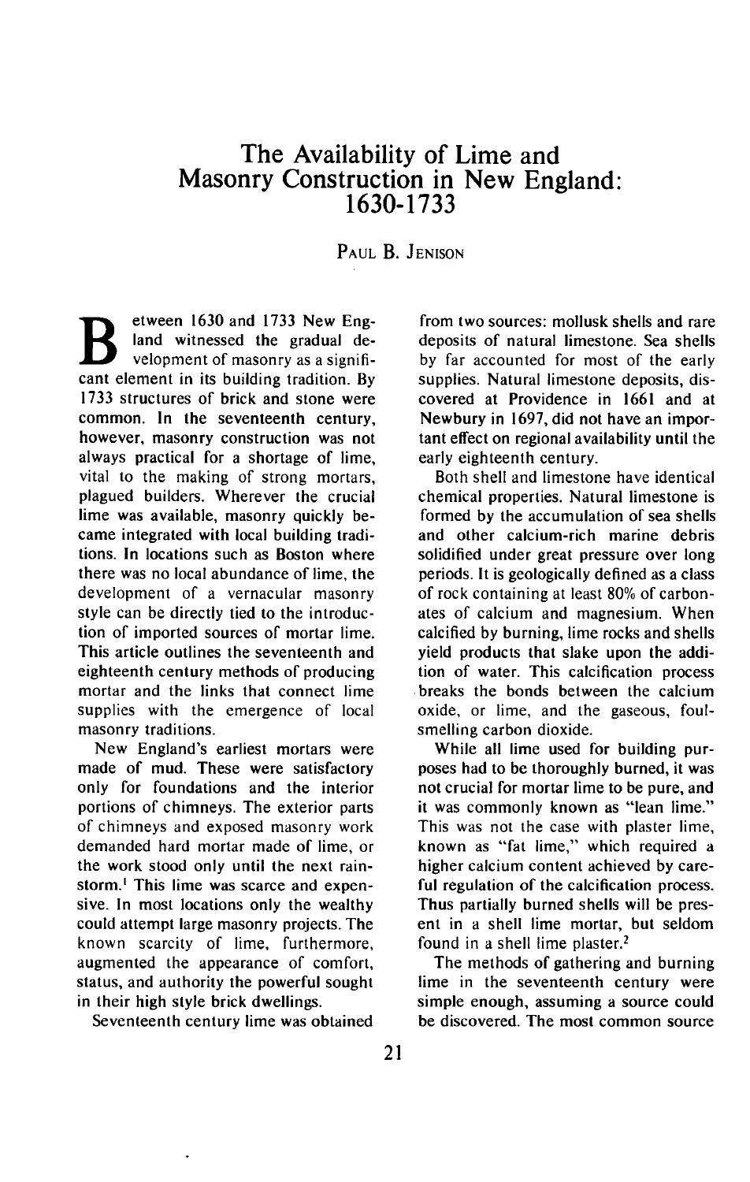# The Availability of Lime and Masonry Construction in New England: 1630-1733

PAUL B. JENISON

Between 1630 and 1733 New England witnessed the gradual development of masonry as a significant element in its building tradition. By 1733 structures of brick and stone were common. In the seventeenth century, however, masonry construction was not always practical for a shortage of lime, vital to the making of strong mortars, plagued builders. Wherever the crucial lime was available, masonry quickly became integrated with local building traditions. In locations such as Boston where there was no local abundance of lime, the development of a vernacular masonry style can be directly tied to the introduction of imported sources of mortar lime. This article outlines the seventeenth and eighteenth century methods of producing mortar and the links that connect lime supplies with the emergence of local masonry traditions.

New England's earliest mortars were made of mud. These were satisfactory only for foundations and the interior portions of chimneys. The exterior parts of chimneys and exposed masonry work demanded hard mortar made of lime, or the work stood only until the next rainstorm.[1] This lime was scarce and expensive. In most locations only the wealthy could attempt large masonry projects. The known scarcity of lime, furthermore, augmented the appearance of comfort, status, and authority the powerful sought in their high style brick dwellings.

Seventeenth century lime was obtained from two sources: mollusk shells and rare deposits of natural limestone. Sea shells by far accounted for most of the early supplies. Natural limestone deposits, discovered at Providence in 1661 and at Newbury in 1697, did not have an important effect on regional availability until the early eighteenth century.

Both shell and limestone have identical chemical properties. Natural limestone is formed by the accumulation of sea shells and other calcium-rich marine debris solidified under great pressure over long periods. It is geologically defined as a class of rock containing at least 80% of carbonates of calcium and magnesium. When calcified by burning, lime rocks and shells yield products that slake upon the addition of water. This calcification process breaks the bonds between the calcium oxide, or lime, and the gaseous, foul-smelling carbon dioxide.

While all lime used for building purposes had to be thoroughly burned, it was not crucial for mortar lime to be pure, and it was commonly known as "lean lime." This was not the case with plaster lime, known as "fat lime," which required a higher calcium content achieved by careful regulation of the calcification process. Thus partially burned shells will be present in a shell lime mortar, but seldom found in a shell lime plaster.[2]

The methods of gathering and burning lime in the seventeenth century were simple enough, assuming a source could be discovered. The most common source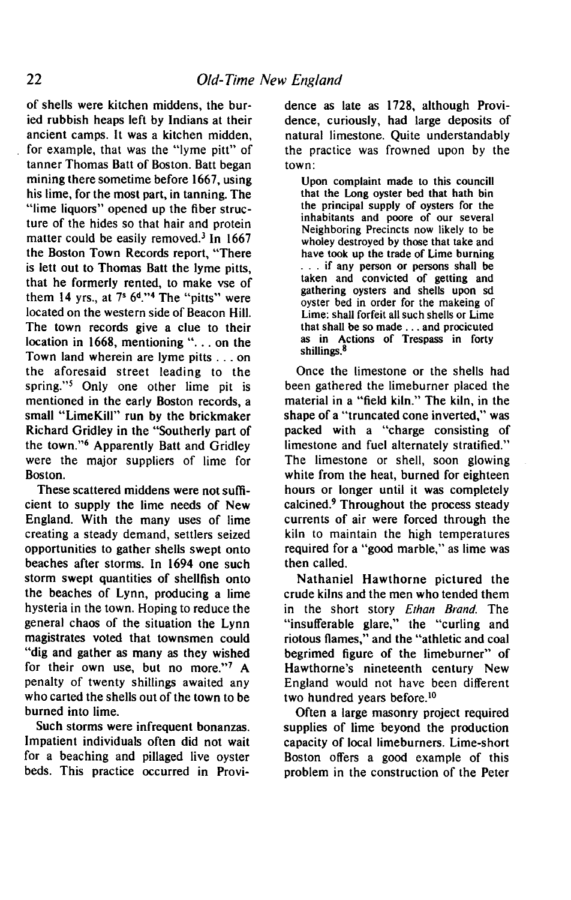of shells were kitchen middens, the buried rubbish heaps left by Indians at their ancient camps. It was a kitchen midden, for example, that was the "lyme pitt" of tanner Thomas Batt of Boston. Batt began mining there sometime before 1667, using his lime, for the most part, in tanning. The "lime liquors" opened up the fiber structure of the hides so that hair and protein matter could be easily removed.[3] In 1667 the Boston Town Records report, "There is lett out to Thomas Batt the lyme pitts, that he formerly rented, to make vse of them 14 yrs., at 7s 6d."[4] The "pitts" were located on the western side of Beacon Hill. The town records give a clue to their location in 1668, mentioning ". . . on the Town land wherein are lyme pitts . . . on the aforesaid street leading to the spring."[5] Only one other lime pit is mentioned in the early Boston records, a small "LimeKill" run by the brickmaker Richard Gridley in the "Southerly part of the town."[6] Apparently Batt and Gridley were the major suppliers of lime for Boston.

These scattered middens were not sufficient to supply the lime needs of New England. With the many uses of lime creating a steady demand, settlers seized opportunities to gather shells swept onto beaches after storms. In 1694 one such storm swept quantities of shellfish onto the beaches of Lynn, producing a lime hysteria in the town. Hoping to reduce the general chaos of the situation the Lynn magistrates voted that townsmen could "dig and gather as many as they wished for their own use, but no more."[7] A penalty of twenty shillings awaited any who carted the shells out of the town to be burned into lime.

Such storms were infrequent bonanzas. Impatient individuals often did not wait for a beaching and pillaged live oyster beds. This practice occurred in Providence as late as 1728, although Providence, curiously, had large deposits of natural limestone. Quite understandably the practice was frowned upon by the town:

> Upon complaint made to this councill that the Long oyster bed that hath bin the principal supply of oysters for the inhabitants and poore of our several Neighboring Precincts now likely to be wholey destroyed by those that take and have took up the trade of Lime burning . . . if any person or persons shall be taken and convicted of getting and gathering oysters and shells upon sd oyster bed in order for the makeing of Lime: shall forfeit all such shells or Lime that shall be so made . . . and procicuted as in Actions of Trespass in forty shillings.[8]

Once the limestone or the shells had been gathered the limeburner placed the material in a "field kiln." The kiln, in the shape of a "truncated cone inverted," was packed with a "charge consisting of limestone and fuel alternately stratified." The limestone or shell, soon glowing white from the heat, burned for eighteen hours or longer until it was completely calcined.[9] Throughout the process steady currents of air were forced through the kiln to maintain the high temperatures required for a "good marble," as lime was then called.

Nathaniel Hawthorne pictured the crude kilns and the men who tended them in the short story *Ethan Brand.* The "insufferable glare," the "curling and riotous flames," and the "athletic and coal begrimed figure of the limeburner" of Hawthorne's nineteenth century New England would not have been different two hundred years before.[10]

Often a large masonry project required supplies of lime beyond the production capacity of local limeburners. Lime-short Boston offers a good example of this problem in the construction of the Peter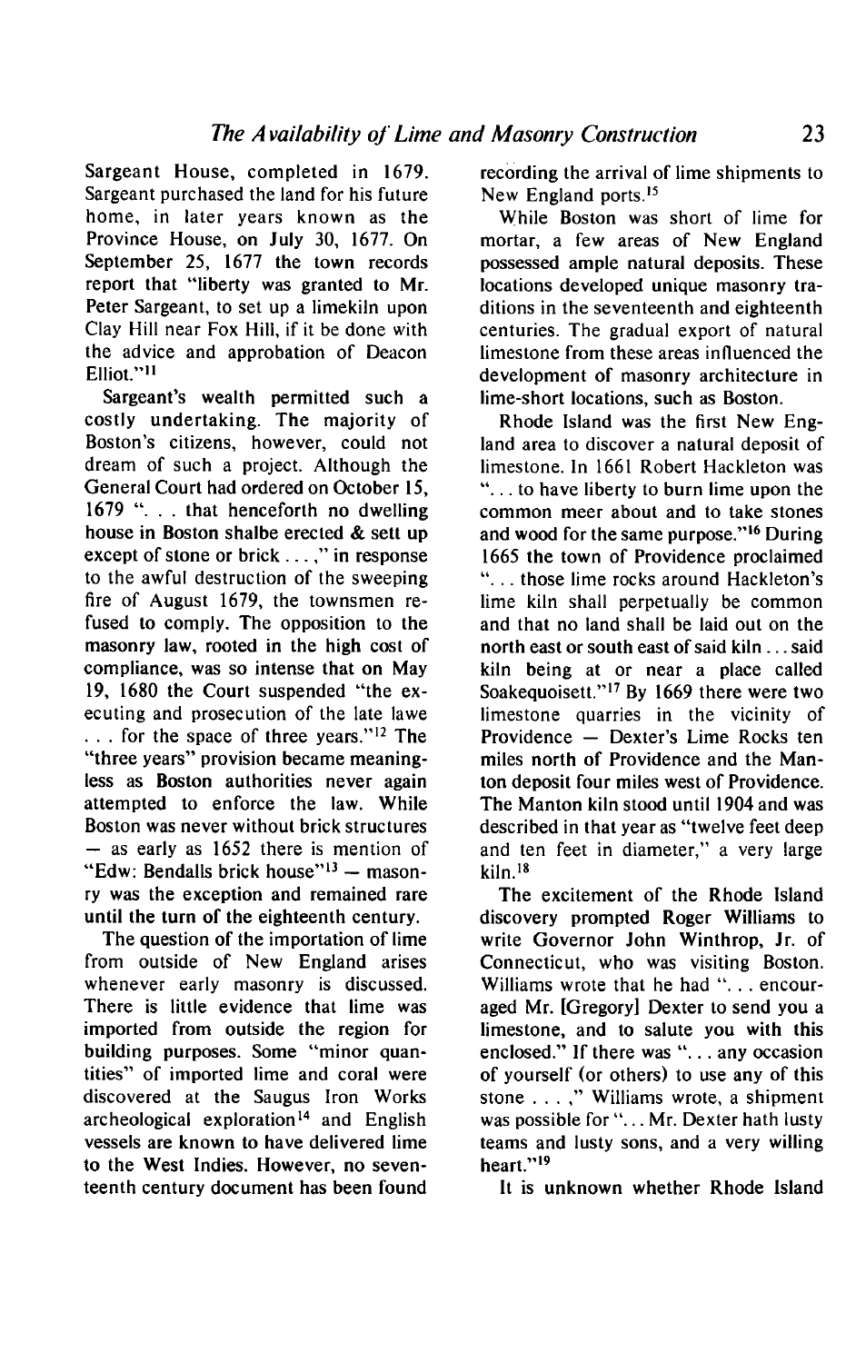Sargeant House, completed in 1679. Sargeant purchased the land for his future home, in later years known as the Province House, on July 30, 1677. On September 25, 1677 the town records report that "liberty was granted to Mr. Peter Sargeant, to set up a limekiln upon Clay Hill near Fox Hill, if it be done with the advice and approbation of Deacon Elliot."[11]

Sargeant's wealth permitted such a costly undertaking. The majority of Boston's citizens, however, could not dream of such a project. Although the General Court had ordered on October 15, 1679 ". . . that henceforth no dwelling house in Boston shalbe erected & sett up except of stone or brick . . . ," in response to the awful destruction of the sweeping fire of August 1679, the townsmen refused to comply. The opposition to the masonry law, rooted in the high cost of compliance, was so intense that on May 19, 1680 the Court suspended "the executing and prosecution of the late lawe . . . for the space of three years."[12] The "three years" provision became meaningless as Boston authorities never again attempted to enforce the law. While Boston was never without brick structures — as early as 1652 there is mention of "Edw: Bendalls brick house"[13] — masonry was the exception and remained rare until the turn of the eighteenth century.

The question of the importation of lime from outside of New England arises whenever early masonry is discussed. There is little evidence that lime was imported from outside the region for building purposes. Some "minor quantities" of imported lime and coral were discovered at the Saugus Iron Works archeological exploration[14] and English vessels are known to have delivered lime to the West Indies. However, no seventeenth century document has been found recording the arrival of lime shipments to New England ports.[15]

While Boston was short of lime for mortar, a few areas of New England possessed ample natural deposits. These locations developed unique masonry traditions in the seventeenth and eighteenth centuries. The gradual export of natural limestone from these areas influenced the development of masonry architecture in lime-short locations, such as Boston.

Rhode Island was the first New England area to discover a natural deposit of limestone. In 1661 Robert Hackleton was ". . . to have liberty to burn lime upon the common meer about and to take stones and wood for the same purpose."[16] During 1665 the town of Providence proclaimed ". . . those lime rocks around Hackleton's lime kiln shall perpetually be common and that no land shall be laid out on the north east or south east of said kiln . . . said kiln being at or near a place called Soakequoisett."[17] By 1669 there were two limestone quarries in the vicinity of Providence — Dexter's Lime Rocks ten miles north of Providence and the Manton deposit four miles west of Providence. The Manton kiln stood until 1904 and was described in that year as "twelve feet deep and ten feet in diameter," a very large kiln.[18]

The excitement of the Rhode Island discovery prompted Roger Williams to write Governor John Winthrop, Jr. of Connecticut, who was visiting Boston. Williams wrote that he had ". . . encouraged Mr. [Gregory] Dexter to send you a limestone, and to salute you with this enclosed." If there was ". . . any occasion of yourself (or others) to use any of this stone . . . ," Williams wrote, a shipment was possible for ". . . Mr. Dexter hath lusty teams and lusty sons, and a very willing heart."[19]

It is unknown whether Rhode Island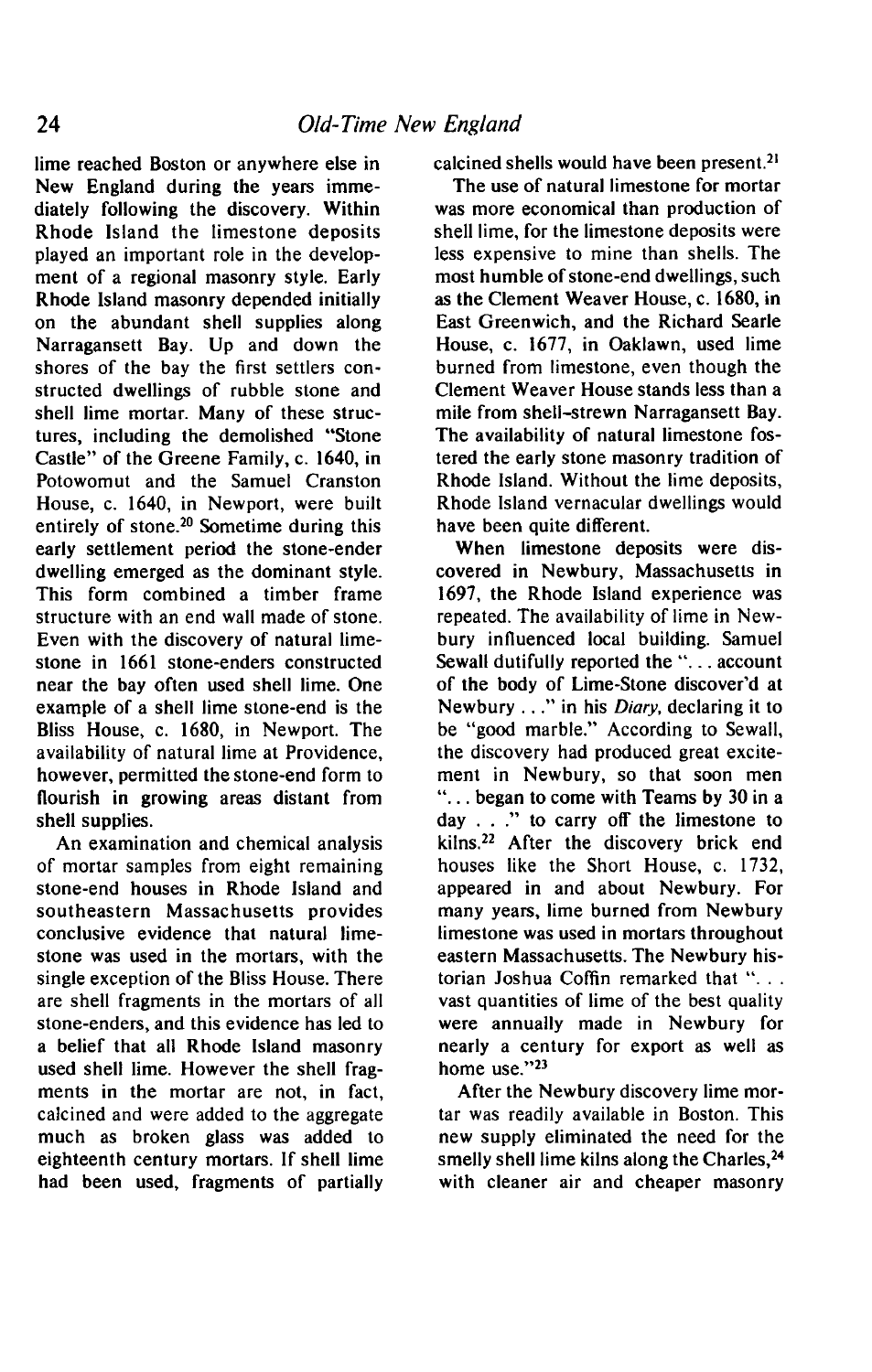lime reached Boston or anywhere else in New England during the years immediately following the discovery. Within Rhode Island the limestone deposits played an important role in the development of a regional masonry style. Early Rhode Island masonry depended initially on the abundant shell supplies along Narragansett Bay. Up and down the shores of the bay the first settlers constructed dwellings of rubble stone and shell lime mortar. Many of these structures, including the demolished "Stone Castle" of the Greene Family, c. 1640, in Potowomut and the Samuel Cranston House, c. 1640, in Newport, were built entirely of stone.[20] Sometime during this early settlement period the stone-ender dwelling emerged as the dominant style. This form combined a timber frame structure with an end wall made of stone. Even with the discovery of natural limestone in 1661 stone-enders constructed near the bay often used shell lime. One example of a shell lime stone-end is the Bliss House, c. 1680, in Newport. The availability of natural lime at Providence, however, permitted the stone-end form to flourish in growing areas distant from shell supplies.

An examination and chemical analysis of mortar samples from eight remaining stone-end houses in Rhode Island and southeastern Massachusetts provides conclusive evidence that natural limestone was used in the mortars, with the single exception of the Bliss House. There are shell fragments in the mortars of all stone-enders, and this evidence has led to a belief that all Rhode Island masonry used shell lime. However the shell fragments in the mortar are not, in fact, calcined and were added to the aggregate much as broken glass was added to eighteenth century mortars. If shell lime had been used, fragments of partially calcined shells would have been present.[21]

The use of natural limestone for mortar was more economical than production of shell lime, for the limestone deposits were less expensive to mine than shells. The most humble of stone-end dwellings, such as the Clement Weaver House, c. 1680, in East Greenwich, and the Richard Searle House, c. 1677, in Oaklawn, used lime burned from limestone, even though the Clement Weaver House stands less than a mile from shell-strewn Narragansett Bay. The availability of natural limestone fostered the early stone masonry tradition of Rhode Island. Without the lime deposits, Rhode Island vernacular dwellings would have been quite different.

When limestone deposits were discovered in Newbury, Massachusetts in 1697, the Rhode Island experience was repeated. The availability of lime in Newbury influenced local building. Samuel Sewall dutifully reported the "... account of the body of Lime-Stone discover'd at Newbury ..." in his *Diary*, declaring it to be "good marble." According to Sewall, the discovery had produced great excitement in Newbury, so that soon men "... began to come with Teams by 30 in a day ..." to carry off the limestone to kilns.[22] After the discovery brick end houses like the Short House, c. 1732, appeared in and about Newbury. For many years, lime burned from Newbury limestone was used in mortars throughout eastern Massachusetts. The Newbury historian Joshua Coffin remarked that "... vast quantities of lime of the best quality were annually made in Newbury for nearly a century for export as well as home use."[23]

After the Newbury discovery lime mortar was readily available in Boston. This new supply eliminated the need for the smelly shell lime kilns along the Charles,[24] with cleaner air and cheaper masonry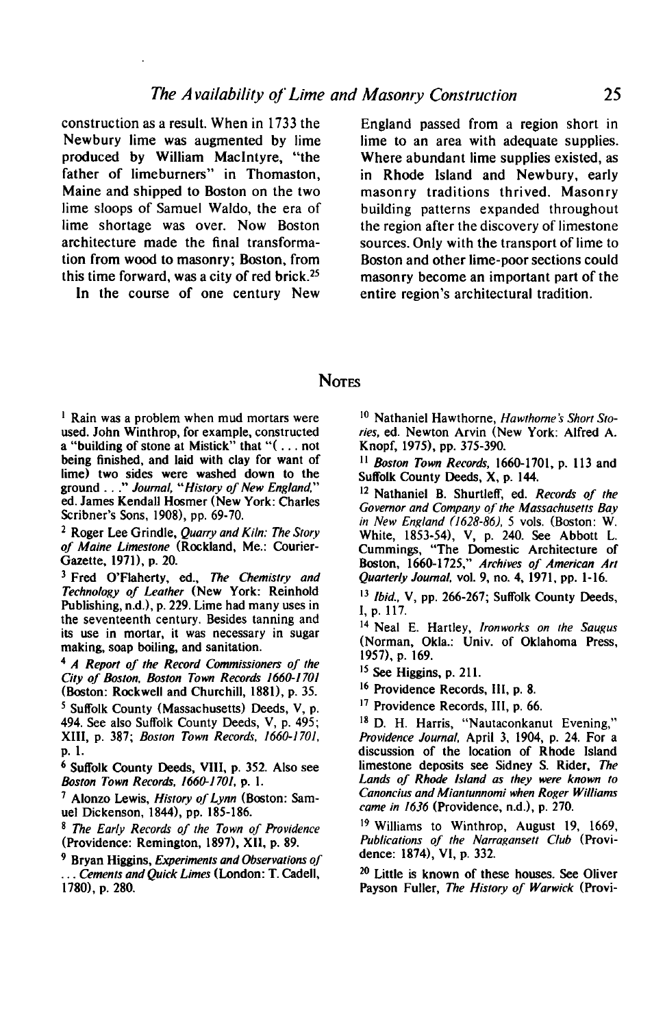construction as a result. When in 1733 the Newbury lime was augmented by lime produced by William MacIntyre, "the father of limeburners" in Thomaston, Maine and shipped to Boston on the two lime sloops of Samuel Waldo, the era of lime shortage was over. Now Boston architecture made the final transformation from wood to masonry; Boston, from this time forward, was a city of red brick.[25]

In the course of one century New England passed from a region short in lime to an area with adequate supplies. Where abundant lime supplies existed, as in Rhode Island and Newbury, early masonry traditions thrived. Masonry building patterns expanded throughout the region after the discovery of limestone sources. Only with the transport of lime to Boston and other lime-poor sections could masonry become an important part of the entire region's architectural tradition.

## Notes

[1] Rain was a problem when mud mortars were used. John Winthrop, for example, constructed a "building of stone at Mistick" that "( . . . not being finished, and laid with clay for want of lime) two sides were washed down to the ground . . ." *Journal, "History of New England,"* ed. James Kendall Hosmer (New York: Charles Scribner's Sons, 1908), pp. 69-70.

[2] Roger Lee Grindle, *Quarry and Kiln: The Story of Maine Limestone* (Rockland, Me.: Courier-Gazette, 1971), p. 20.

[3] Fred O'Flaherty, ed., *The Chemistry and Technology of Leather* (New York: Reinhold Publishing, n.d.), p. 229. Lime had many uses in the seventeenth century. Besides tanning and its use in mortar, it was necessary in sugar making, soap boiling, and sanitation.

[4] *A Report of the Record Commissioners of the City of Boston, Boston Town Records 1660-1701* (Boston: Rockwell and Churchill, 1881), p. 35.

[5] Suffolk County (Massachusetts) Deeds, V, p. 494. See also Suffolk County Deeds, V, p. 495; XIII, p. 387; *Boston Town Records, 1660-1701,* p. 1.

[6] Suffolk County Deeds, VIII, p. 352. Also see *Boston Town Records, 1660-1701,* p. 1.

[7] Alonzo Lewis, *History of Lynn* (Boston: Samuel Dickenson, 1844), pp. 185-186.

[8] *The Early Records of the Town of Providence* (Providence: Remington, 1897), XII, p. 89.

[9] Bryan Higgins, *Experiments and Observations of . . . Cements and Quick Limes* (London: T. Cadell, 1780), p. 280.

[10] Nathaniel Hawthorne, *Hawthorne's Short Stories,* ed. Newton Arvin (New York: Alfred A. Knopf, 1975), pp. 375-390.

[11] *Boston Town Records,* 1660-1701, p. 113 and Suffolk County Deeds, X, p. 144.

[12] Nathaniel B. Shurtleff, ed. *Records of the Governor and Company of the Massachusetts Bay in New England (1628-86),* 5 vols. (Boston: W. White, 1853-54), V, p. 240. See Abbott L. Cummings, "The Domestic Architecture of Boston, 1660-1725," *Archives of American Art Quarterly Journal,* vol. 9, no. 4, 1971, pp. 1-16.

[13] *Ibid.,* V, pp. 266-267; Suffolk County Deeds, I, p. 117.

[14] Neal E. Hartley, *Ironworks on the Saugus* (Norman, Okla.: Univ. of Oklahoma Press, 1957), p. 169.

[15] See Higgins, p. 211.

[16] Providence Records, III, p. 8.

[17] Providence Records, III, p. 66.

[18] D. H. Harris, "Nautaconkanut Evening," *Providence Journal,* April 3, 1904, p. 24. For a discussion of the location of Rhode Island limestone deposits see Sidney S. Rider, *The Lands of Rhode Island as they were known to Canoncius and Miantunnomi when Roger Williams came in 1636* (Providence, n.d.), p. 270.

[19] Williams to Winthrop, August 19, 1669, *Publications of the Narragansett Club* (Providence: 1874), VI, p. 332.

[20] Little is known of these houses. See Oliver Payson Fuller, *The History of Warwick* (Provi-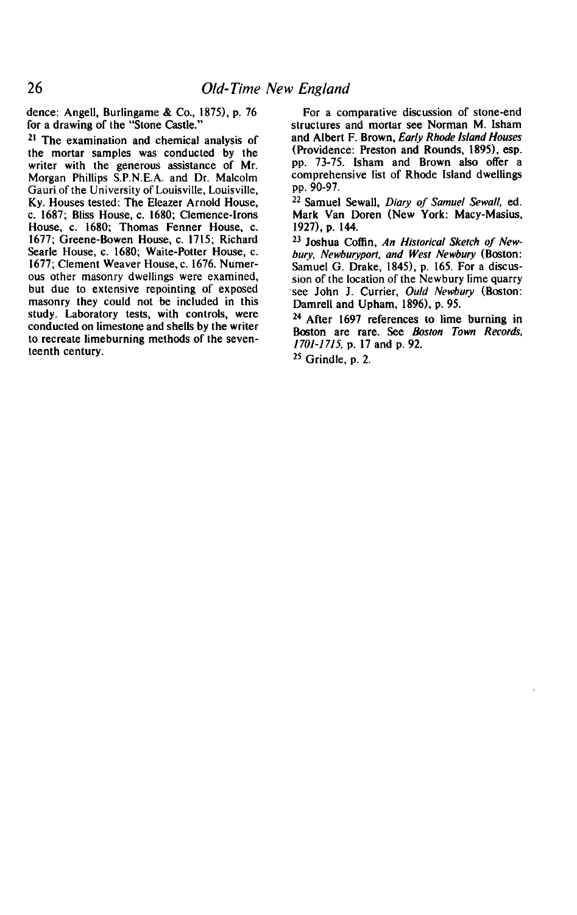dence: Angell, Burlingame & Co., 1875), p. 76 for a drawing of the "Stone Castle."

[21] The examination and chemical analysis of the mortar samples was conducted by the writer with the generous assistance of Mr. Morgan Phillips S.P.N.E.A. and Dr. Malcolm Gauri of the University of Louisville, Louisville, Ky. Houses tested: The Eleazer Arnold House, c. 1687; Bliss House, c. 1680; Clemence-Irons House, c. 1680; Thomas Fenner House, c. 1677; Greene-Bowen House, c. 1715; Richard Searle House, c. 1680; Waite-Potter House, c. 1677; Clement Weaver House, c. 1676. Numerous other masonry dwellings were examined, but due to extensive repointing of exposed masonry they could not be included in this study. Laboratory tests, with controls, were conducted on limestone and shells by the writer to recreate limeburning methods of the seventeenth century.

For a comparative discussion of stone-end structures and mortar see Norman M. Isham and Albert F. Brown, *Early Rhode Island Houses* (Providence: Preston and Rounds, 1895), esp. pp. 73-75. Isham and Brown also offer a comprehensive list of Rhode Island dwellings pp. 90-97.

[22] Samuel Sewall, *Diary of Samuel Sewall*, ed. Mark Van Doren (New York: Macy-Masius, 1927), p. 144.

[23] Joshua Coffin, *An Historical Sketch of Newbury, Newburyport, and West Newbury* (Boston: Samuel G. Drake, 1845), p. 165. For a discussion of the location of the Newbury lime quarry see John J. Currier, *Ould Newbury* (Boston: Damrell and Upham, 1896), p. 95.

[24] After 1697 references to lime burning in Boston are rare. See *Boston Town Records, 1701-1715*, p. 17 and p. 92.

[25] Grindle, p. 2.